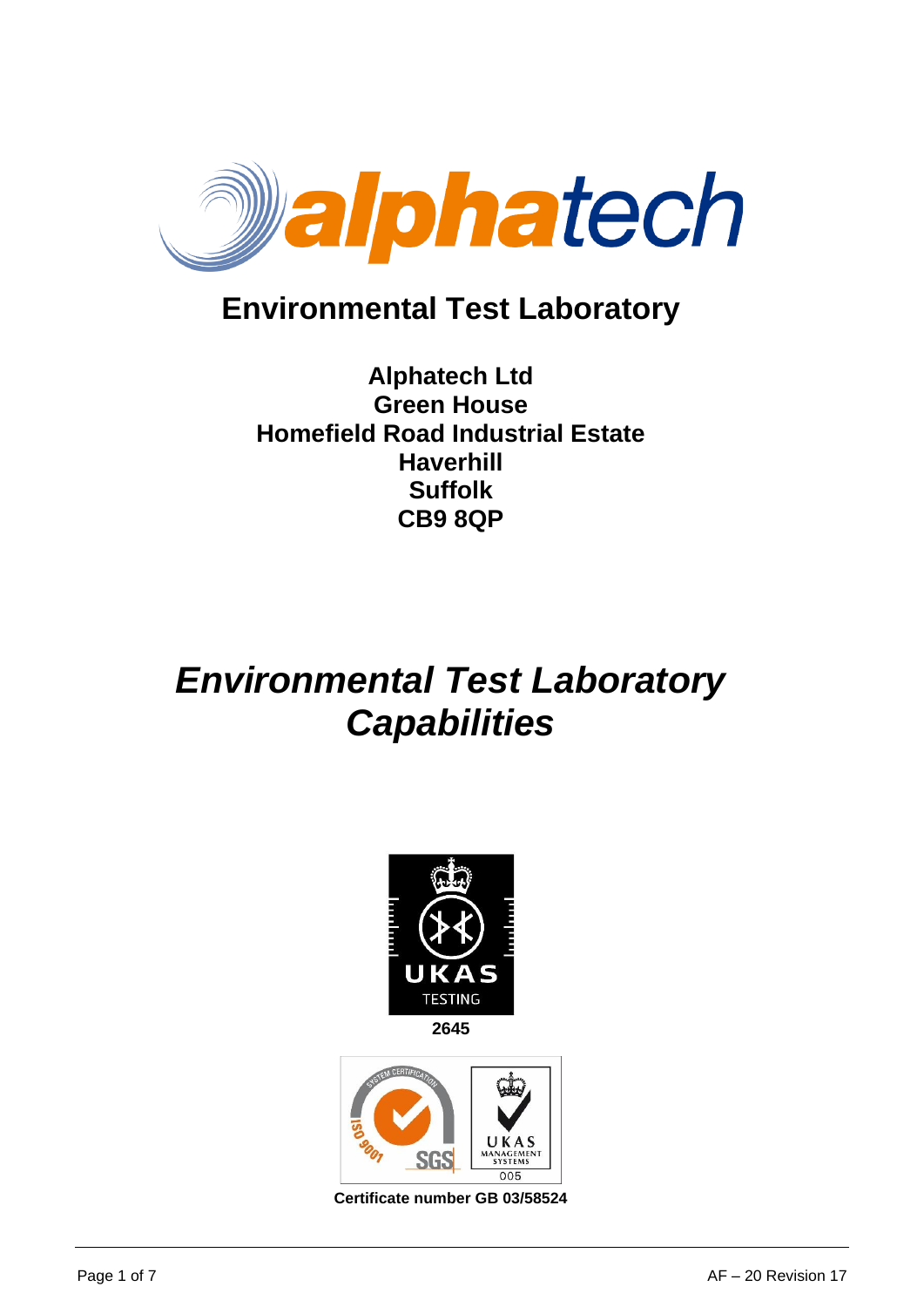alphatech

# Environmental Test Laboratory

**Alphatech Ltd**
**Green House**
**Homefield Road Industrial Estate**
**Haverhill**
**Suffolk**
**CB9 8QP**

# *Environmental Test Laboratory Capabilities*

UKAS TESTING

**2645**

ISO 9001 SGS UKAS MANAGEMENT SYSTEMS 005

**Certificate number GB 03/58524**

AF – 20 Revision 17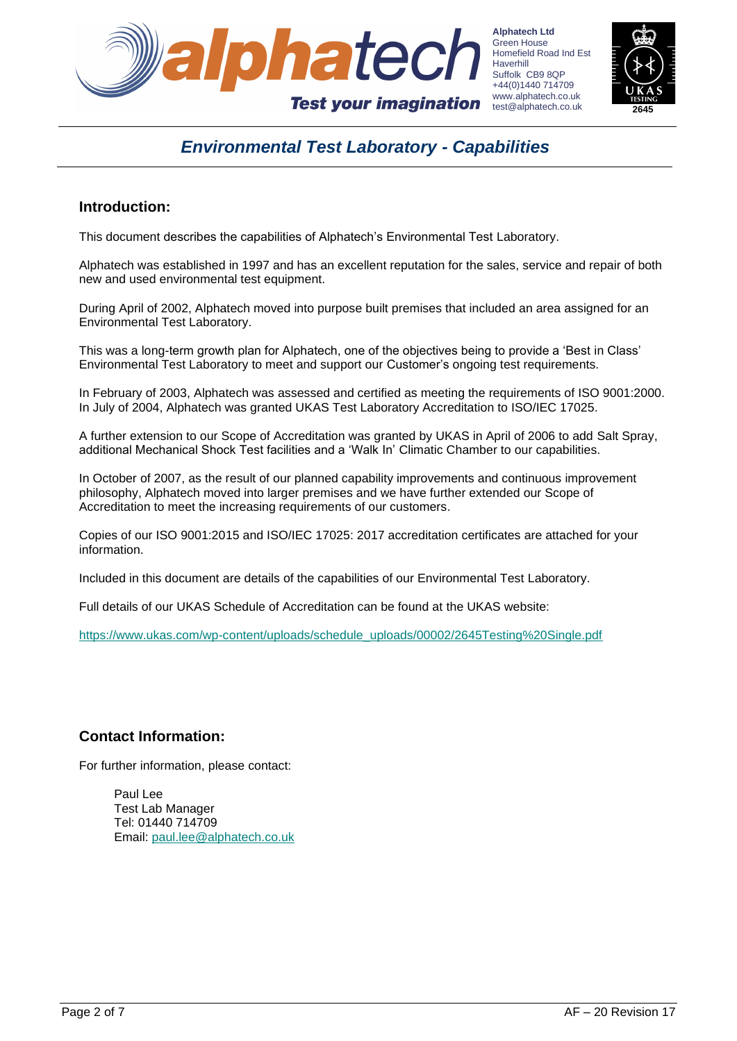# Environmental Test Laboratory - Capabilities

## Introduction:

This document describes the capabilities of Alphatech's Environmental Test Laboratory.

Alphatech was established in 1997 and has an excellent reputation for the sales, service and repair of both new and used environmental test equipment.

During April of 2002, Alphatech moved into purpose built premises that included an area assigned for an Environmental Test Laboratory.

This was a long-term growth plan for Alphatech, one of the objectives being to provide a 'Best in Class' Environmental Test Laboratory to meet and support our Customer's ongoing test requirements.

In February of 2003, Alphatech was assessed and certified as meeting the requirements of ISO 9001:2000. In July of 2004, Alphatech was granted UKAS Test Laboratory Accreditation to ISO/IEC 17025.

A further extension to our Scope of Accreditation was granted by UKAS in April of 2006 to add Salt Spray, additional Mechanical Shock Test facilities and a 'Walk In' Climatic Chamber to our capabilities.

In October of 2007, as the result of our planned capability improvements and continuous improvement philosophy, Alphatech moved into larger premises and we have further extended our Scope of Accreditation to meet the increasing requirements of our customers.

Copies of our ISO 9001:2015 and ISO/IEC 17025: 2017 accreditation certificates are attached for your information.

Included in this document are details of the capabilities of our Environmental Test Laboratory.

Full details of our UKAS Schedule of Accreditation can be found at the UKAS website:

https://www.ukas.com/wp-content/uploads/schedule_uploads/00002/2645Testing%20Single.pdf

## Contact Information:

For further information, please contact:

Paul Lee
Test Lab Manager
Tel: 01440 714709
Email: paul.lee@alphatech.co.uk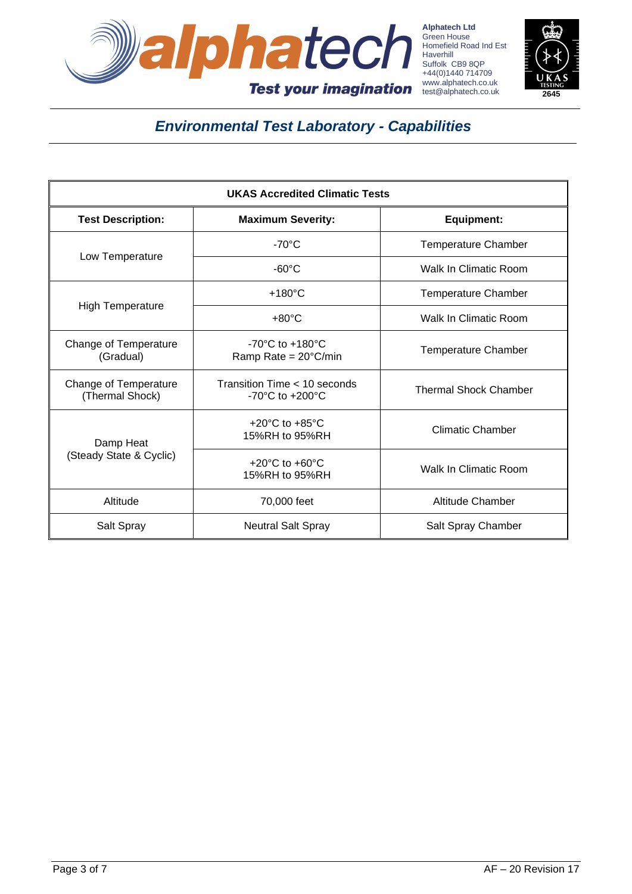Alphatech Ltd
Green House
Homefield Road Ind Est
Haverhill
Suffolk CB9 8QP
+44(0)1440 714709
www.alphatech.co.uk
test@alphatech.co.uk

## *Environmental Test Laboratory - Capabilities*

| **UKAS Accredited Climatic Tests** | | |
|---|---|---|
| **Test Description:** | **Maximum Severity:** | **Equipment:** |
| Low Temperature | -70°C | Temperature Chamber |
| | -60°C | Walk In Climatic Room |
| High Temperature | +180°C | Temperature Chamber |
| | +80°C | Walk In Climatic Room |
| Change of Temperature (Gradual) | -70°C to +180°C Ramp Rate = 20°C/min | Temperature Chamber |
| Change of Temperature (Thermal Shock) | Transition Time < 10 seconds -70°C to +200°C | Thermal Shock Chamber |
| Damp Heat (Steady State & Cyclic) | +20°C to +85°C 15%RH to 95%RH | Climatic Chamber |
| | +20°C to +60°C 15%RH to 95%RH | Walk In Climatic Room |
| Altitude | 70,000 feet | Altitude Chamber |
| Salt Spray | Neutral Salt Spray | Salt Spray Chamber |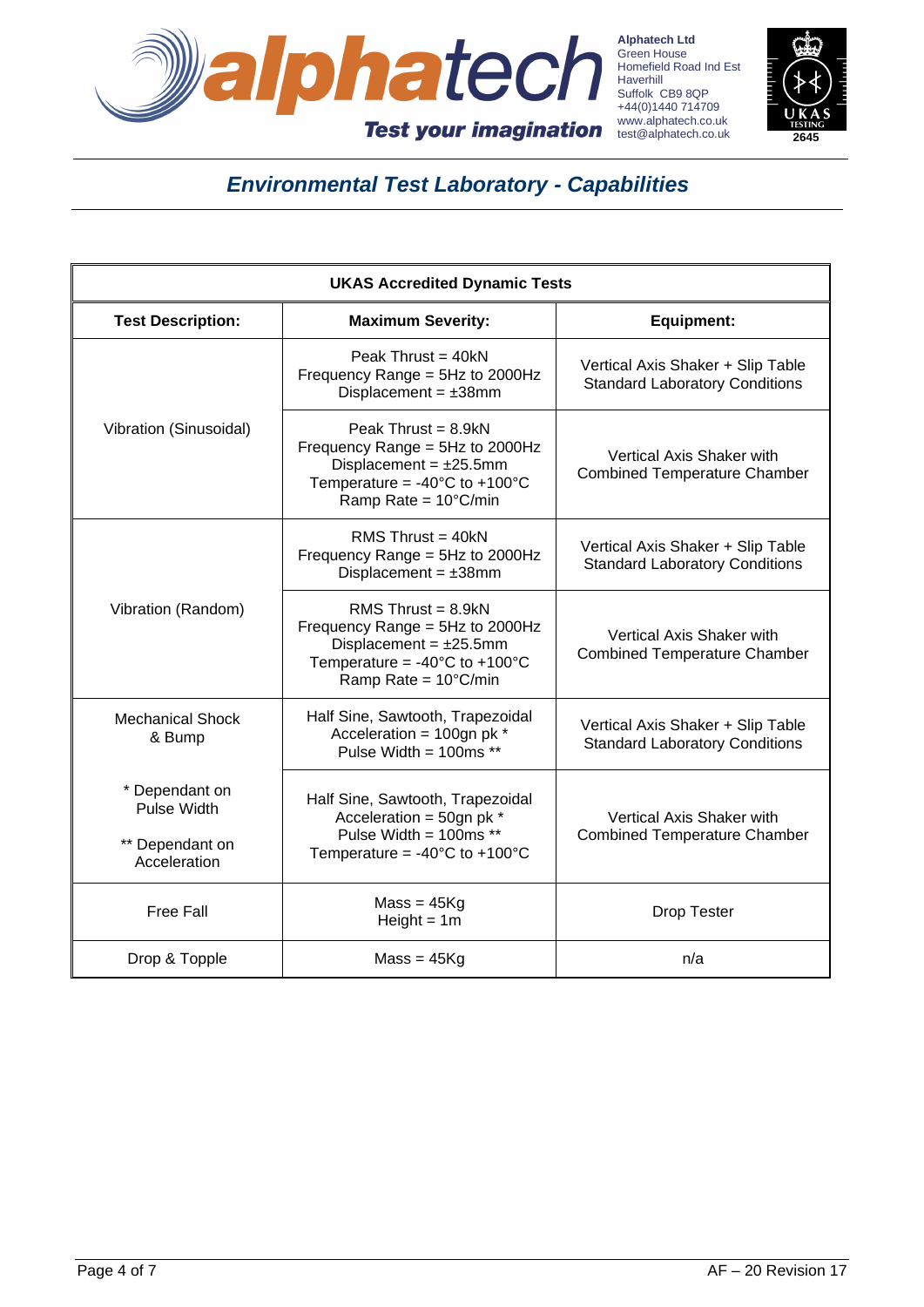Alphatech Ltd
Green House
Homefield Road Ind Est
Haverhill
Suffolk CB9 8QP
+44(0)1440 714709
www.alphatech.co.uk
test@alphatech.co.uk

# *Environmental Test Laboratory - Capabilities*

| UKAS Accredited Dynamic Tests | | |
|---|---|---|
| **Test Description:** | **Maximum Severity:** | **Equipment:** |
| Vibration (Sinusoidal) | Peak Thrust = 40kN<br>Frequency Range = 5Hz to 2000Hz<br>Displacement = ±38mm | Vertical Axis Shaker + Slip Table<br>Standard Laboratory Conditions |
| | Peak Thrust = 8.9kN<br>Frequency Range = 5Hz to 2000Hz<br>Displacement = ±25.5mm<br>Temperature = -40°C to +100°C<br>Ramp Rate = 10°C/min | Vertical Axis Shaker with<br>Combined Temperature Chamber |
| Vibration (Random) | RMS Thrust = 40kN<br>Frequency Range = 5Hz to 2000Hz<br>Displacement = ±38mm | Vertical Axis Shaker + Slip Table<br>Standard Laboratory Conditions |
| | RMS Thrust = 8.9kN<br>Frequency Range = 5Hz to 2000Hz<br>Displacement = ±25.5mm<br>Temperature = -40°C to +100°C<br>Ramp Rate = 10°C/min | Vertical Axis Shaker with<br>Combined Temperature Chamber |
| Mechanical Shock & Bump<br><br>* Dependant on Pulse Width<br><br>** Dependant on Acceleration | Half Sine, Sawtooth, Trapezoidal<br>Acceleration = 100gn pk *<br>Pulse Width = 100ms ** | Vertical Axis Shaker + Slip Table<br>Standard Laboratory Conditions |
| | Half Sine, Sawtooth, Trapezoidal<br>Acceleration = 50gn pk *<br>Pulse Width = 100ms **<br>Temperature = -40°C to +100°C | Vertical Axis Shaker with<br>Combined Temperature Chamber |
| Free Fall | Mass = 45Kg<br>Height = 1m | Drop Tester |
| Drop & Topple | Mass = 45Kg | n/a |

AF – 20 Revision 17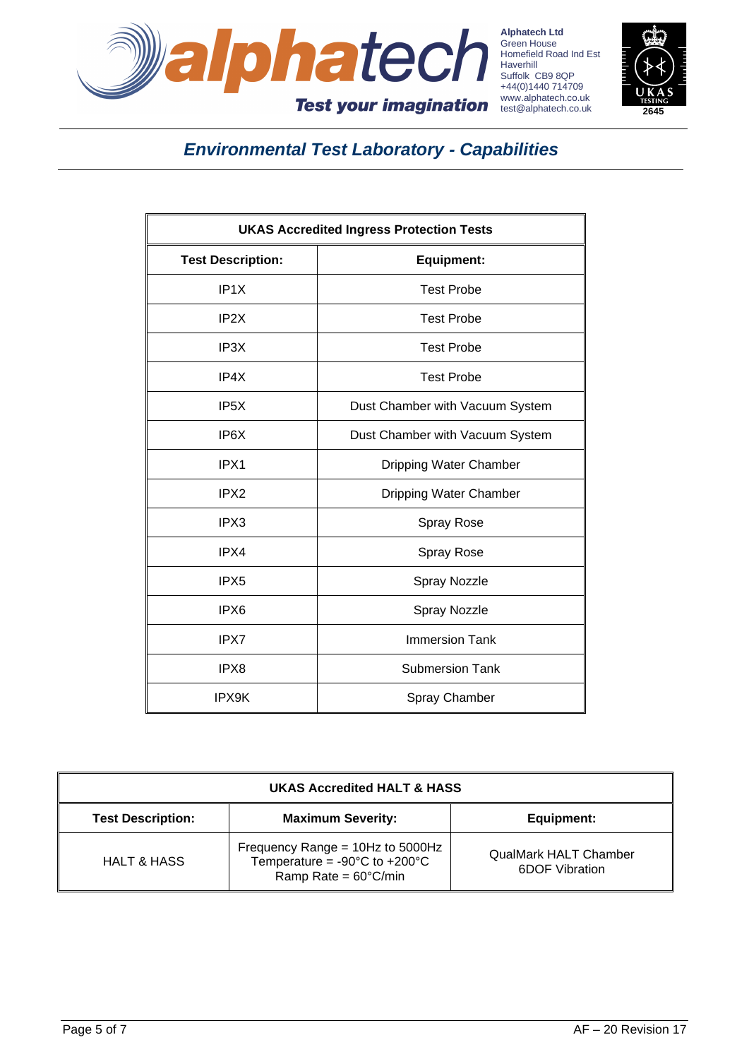## Environmental Test Laboratory - Capabilities

| UKAS Accredited Ingress Protection Tests | |
|---|---|
| **Test Description:** | **Equipment:** |
| IP1X | Test Probe |
| IP2X | Test Probe |
| IP3X | Test Probe |
| IP4X | Test Probe |
| IP5X | Dust Chamber with Vacuum System |
| IP6X | Dust Chamber with Vacuum System |
| IPX1 | Dripping Water Chamber |
| IPX2 | Dripping Water Chamber |
| IPX3 | Spray Rose |
| IPX4 | Spray Rose |
| IPX5 | Spray Nozzle |
| IPX6 | Spray Nozzle |
| IPX7 | Immersion Tank |
| IPX8 | Submersion Tank |
| IPX9K | Spray Chamber |

| UKAS Accredited HALT & HASS | | |
|---|---|---|
| **Test Description:** | **Maximum Severity:** | **Equipment:** |
| HALT & HASS | Frequency Range = 10Hz to 5000Hz<br>Temperature = -90°C to +200°C<br>Ramp Rate = 60°C/min | QualMark HALT Chamber<br>6DOF Vibration |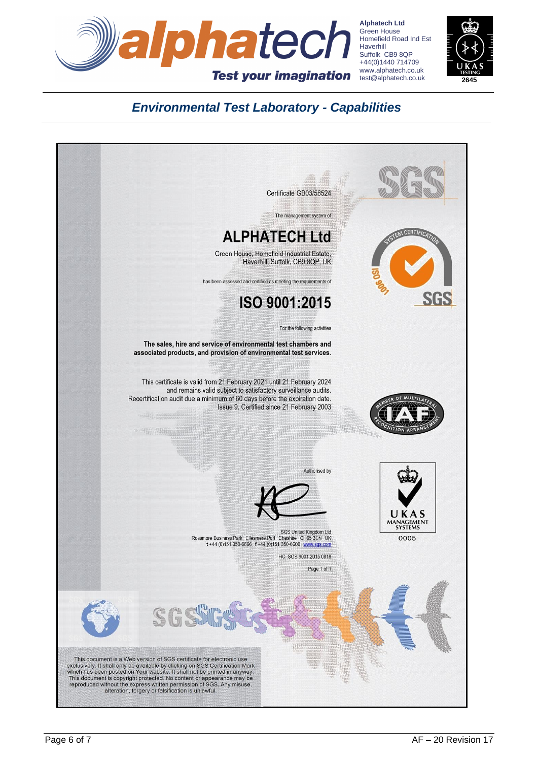**Alphatech Ltd**
Green House
Homefield Road Ind Est
Haverhill
Suffolk CB9 8QP
+44(0)1440 714709
www.alphatech.co.uk
test@alphatech.co.uk

alphatech — Test your imagination

UKAS TESTING 2645

## *Environmental Test Laboratory - Capabilities*

Certificate GB03/58524

The management system of

# ALPHATECH Ltd

Green House, Homefield Industrial Estate,
Haverhill, Suffolk, CB9 8QP, UK

has been assessed and certified as meeting the requirements of

# ISO 9001:2015

For the following activities

**The sales, hire and service of environmental test chambers and associated products, and provision of environmental test services.**

This certificate is valid from 21 February 2021 until 21 February 2024
and remains valid subject to satisfactory surveillance audits.
Recertification audit due a minimum of 60 days before the expiration date.
Issue 9. Certified since 21 February 2003

Authorised by

SGS United Kingdom Ltd
Rossmore Business Park Ellesmere Port Cheshire CH65 3EN UK
t +44 (0)151 350-6666 f +44 (0)151 350-6600 www.sgs.com

HC SGS 9001 2015 0818

Page 1 of 1

UKAS MANAGEMENT SYSTEMS 0005

This document is a Web version of SGS certificate for electronic use exclusively. It shall only be available by clicking on SGS Certification Mark which has been posted on Your website. It shall not be printed in anyway. This document is copyright protected. No content or appearance may be reproduced without the express written permission of SGS. Any misuse, alteration, forgery or falsification is unlawful.

AF – 20 Revision 17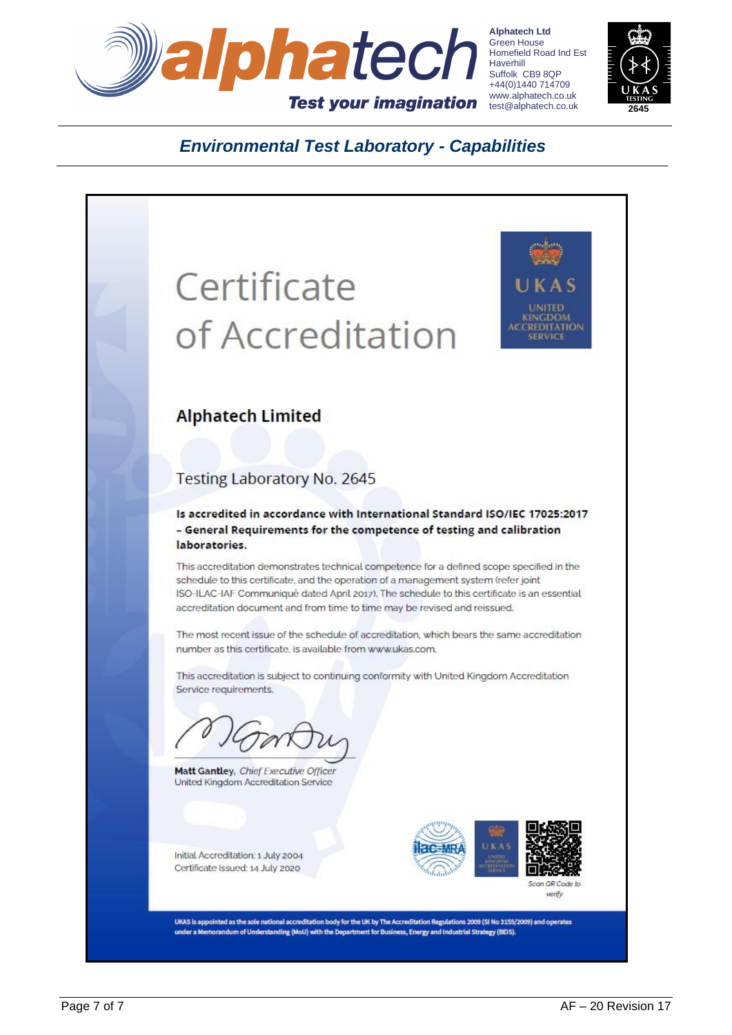Alphatech Ltd
Green House
Homefield Road Ind Est
Haverhill
Suffolk CB9 8QP
+44(0)1440 714709
www.alphatech.co.uk
test@alphatech.co.uk

alphatech
**Test your imagination**

UKAS TESTING 2645

## *Environmental Test Laboratory - Capabilities*

# Certificate of Accreditation

UKAS
UNITED KINGDOM ACCREDITATION SERVICE

## Alphatech Limited

Testing Laboratory No. 2645

**Is accredited in accordance with International Standard ISO/IEC 17025:2017 – General Requirements for the competence of testing and calibration laboratories.**

This accreditation demonstrates technical competence for a defined scope specified in the schedule to this certificate, and the operation of a management system (refer joint ISO-ILAC-IAF Communiqué dated April 2017). The schedule to this certificate is an essential accreditation document and from time to time may be revised and reissued.

The most recent issue of the schedule of accreditation, which bears the same accreditation number as this certificate, is available from www.ukas.com.

This accreditation is subject to continuing conformity with United Kingdom Accreditation Service requirements.

**Matt Gantley**, *Chief Executive Officer*
United Kingdom Accreditation Service

Initial Accreditation: 1 July 2004
Certificate Issued: 14 July 2020

ilac-MRA

*Scan QR Code to verify*

UKAS is appointed as the sole national accreditation body for the UK by The Accreditation Regulations 2009 (SI No 3155/2009) and operates under a Memorandum of Understanding (MoU) with the Department for Business, Energy and Industrial Strategy (BEIS).

AF – 20 Revision 17